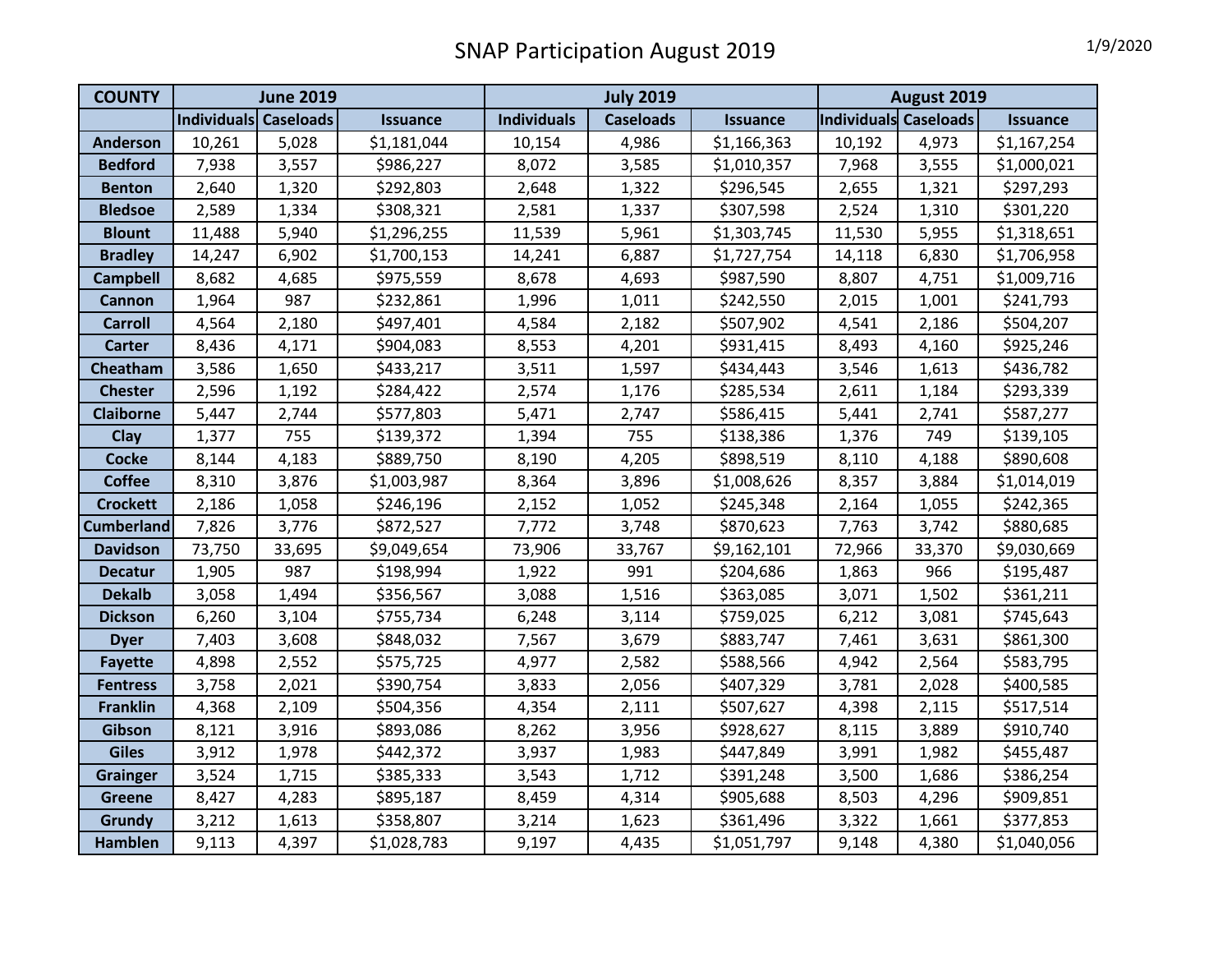# SNAP Participation August 2019

1/9/2020

| COUNTY | June 2019 | | | July 2019 | | | August 2019 | | |
|---|---|---|---|---|---|---|---|---|---|
| | Individuals | Caseloads | Issuance | Individuals | Caseloads | Issuance | Individuals | Caseloads | Issuance |
| Anderson | 10,261 | 5,028 | $1,181,044 | 10,154 | 4,986 | $1,166,363 | 10,192 | 4,973 | $1,167,254 |
| Bedford | 7,938 | 3,557 | $986,227 | 8,072 | 3,585 | $1,010,357 | 7,968 | 3,555 | $1,000,021 |
| Benton | 2,640 | 1,320 | $292,803 | 2,648 | 1,322 | $296,545 | 2,655 | 1,321 | $297,293 |
| Bledsoe | 2,589 | 1,334 | $308,321 | 2,581 | 1,337 | $307,598 | 2,524 | 1,310 | $301,220 |
| Blount | 11,488 | 5,940 | $1,296,255 | 11,539 | 5,961 | $1,303,745 | 11,530 | 5,955 | $1,318,651 |
| Bradley | 14,247 | 6,902 | $1,700,153 | 14,241 | 6,887 | $1,727,754 | 14,118 | 6,830 | $1,706,958 |
| Campbell | 8,682 | 4,685 | $975,559 | 8,678 | 4,693 | $987,590 | 8,807 | 4,751 | $1,009,716 |
| Cannon | 1,964 | 987 | $232,861 | 1,996 | 1,011 | $242,550 | 2,015 | 1,001 | $241,793 |
| Carroll | 4,564 | 2,180 | $497,401 | 4,584 | 2,182 | $507,902 | 4,541 | 2,186 | $504,207 |
| Carter | 8,436 | 4,171 | $904,083 | 8,553 | 4,201 | $931,415 | 8,493 | 4,160 | $925,246 |
| Cheatham | 3,586 | 1,650 | $433,217 | 3,511 | 1,597 | $434,443 | 3,546 | 1,613 | $436,782 |
| Chester | 2,596 | 1,192 | $284,422 | 2,574 | 1,176 | $285,534 | 2,611 | 1,184 | $293,339 |
| Claiborne | 5,447 | 2,744 | $577,803 | 5,471 | 2,747 | $586,415 | 5,441 | 2,741 | $587,277 |
| Clay | 1,377 | 755 | $139,372 | 1,394 | 755 | $138,386 | 1,376 | 749 | $139,105 |
| Cocke | 8,144 | 4,183 | $889,750 | 8,190 | 4,205 | $898,519 | 8,110 | 4,188 | $890,608 |
| Coffee | 8,310 | 3,876 | $1,003,987 | 8,364 | 3,896 | $1,008,626 | 8,357 | 3,884 | $1,014,019 |
| Crockett | 2,186 | 1,058 | $246,196 | 2,152 | 1,052 | $245,348 | 2,164 | 1,055 | $242,365 |
| Cumberland | 7,826 | 3,776 | $872,527 | 7,772 | 3,748 | $870,623 | 7,763 | 3,742 | $880,685 |
| Davidson | 73,750 | 33,695 | $9,049,654 | 73,906 | 33,767 | $9,162,101 | 72,966 | 33,370 | $9,030,669 |
| Decatur | 1,905 | 987 | $198,994 | 1,922 | 991 | $204,686 | 1,863 | 966 | $195,487 |
| Dekalb | 3,058 | 1,494 | $356,567 | 3,088 | 1,516 | $363,085 | 3,071 | 1,502 | $361,211 |
| Dickson | 6,260 | 3,104 | $755,734 | 6,248 | 3,114 | $759,025 | 6,212 | 3,081 | $745,643 |
| Dyer | 7,403 | 3,608 | $848,032 | 7,567 | 3,679 | $883,747 | 7,461 | 3,631 | $861,300 |
| Fayette | 4,898 | 2,552 | $575,725 | 4,977 | 2,582 | $588,566 | 4,942 | 2,564 | $583,795 |
| Fentress | 3,758 | 2,021 | $390,754 | 3,833 | 2,056 | $407,329 | 3,781 | 2,028 | $400,585 |
| Franklin | 4,368 | 2,109 | $504,356 | 4,354 | 2,111 | $507,627 | 4,398 | 2,115 | $517,514 |
| Gibson | 8,121 | 3,916 | $893,086 | 8,262 | 3,956 | $928,627 | 8,115 | 3,889 | $910,740 |
| Giles | 3,912 | 1,978 | $442,372 | 3,937 | 1,983 | $447,849 | 3,991 | 1,982 | $455,487 |
| Grainger | 3,524 | 1,715 | $385,333 | 3,543 | 1,712 | $391,248 | 3,500 | 1,686 | $386,254 |
| Greene | 8,427 | 4,283 | $895,187 | 8,459 | 4,314 | $905,688 | 8,503 | 4,296 | $909,851 |
| Grundy | 3,212 | 1,613 | $358,807 | 3,214 | 1,623 | $361,496 | 3,322 | 1,661 | $377,853 |
| Hamblen | 9,113 | 4,397 | $1,028,783 | 9,197 | 4,435 | $1,051,797 | 9,148 | 4,380 | $1,040,056 |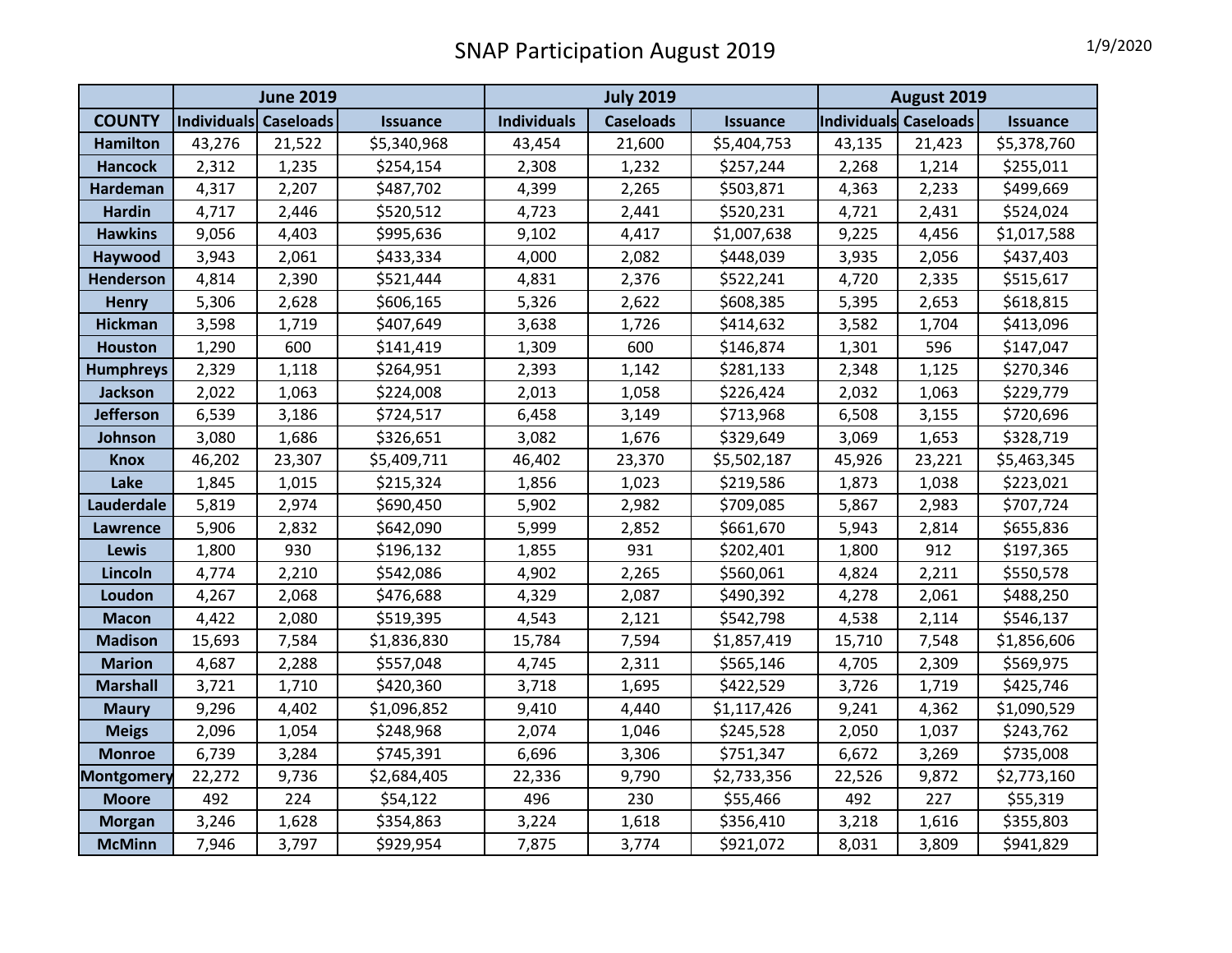# SNAP Participation August 2019

1/9/2020

| | June 2019 | | | July 2019 | | | August 2019 | | |
|---|---|---|---|---|---|---|---|---|---|
| COUNTY | Individuals | Caseloads | Issuance | Individuals | Caseloads | Issuance | Individuals | Caseloads | Issuance |
| Hamilton | 43,276 | 21,522 | $5,340,968 | 43,454 | 21,600 | $5,404,753 | 43,135 | 21,423 | $5,378,760 |
| Hancock | 2,312 | 1,235 | $254,154 | 2,308 | 1,232 | $257,244 | 2,268 | 1,214 | $255,011 |
| Hardeman | 4,317 | 2,207 | $487,702 | 4,399 | 2,265 | $503,871 | 4,363 | 2,233 | $499,669 |
| Hardin | 4,717 | 2,446 | $520,512 | 4,723 | 2,441 | $520,231 | 4,721 | 2,431 | $524,024 |
| Hawkins | 9,056 | 4,403 | $995,636 | 9,102 | 4,417 | $1,007,638 | 9,225 | 4,456 | $1,017,588 |
| Haywood | 3,943 | 2,061 | $433,334 | 4,000 | 2,082 | $448,039 | 3,935 | 2,056 | $437,403 |
| Henderson | 4,814 | 2,390 | $521,444 | 4,831 | 2,376 | $522,241 | 4,720 | 2,335 | $515,617 |
| Henry | 5,306 | 2,628 | $606,165 | 5,326 | 2,622 | $608,385 | 5,395 | 2,653 | $618,815 |
| Hickman | 3,598 | 1,719 | $407,649 | 3,638 | 1,726 | $414,632 | 3,582 | 1,704 | $413,096 |
| Houston | 1,290 | 600 | $141,419 | 1,309 | 600 | $146,874 | 1,301 | 596 | $147,047 |
| Humphreys | 2,329 | 1,118 | $264,951 | 2,393 | 1,142 | $281,133 | 2,348 | 1,125 | $270,346 |
| Jackson | 2,022 | 1,063 | $224,008 | 2,013 | 1,058 | $226,424 | 2,032 | 1,063 | $229,779 |
| Jefferson | 6,539 | 3,186 | $724,517 | 6,458 | 3,149 | $713,968 | 6,508 | 3,155 | $720,696 |
| Johnson | 3,080 | 1,686 | $326,651 | 3,082 | 1,676 | $329,649 | 3,069 | 1,653 | $328,719 |
| Knox | 46,202 | 23,307 | $5,409,711 | 46,402 | 23,370 | $5,502,187 | 45,926 | 23,221 | $5,463,345 |
| Lake | 1,845 | 1,015 | $215,324 | 1,856 | 1,023 | $219,586 | 1,873 | 1,038 | $223,021 |
| Lauderdale | 5,819 | 2,974 | $690,450 | 5,902 | 2,982 | $709,085 | 5,867 | 2,983 | $707,724 |
| Lawrence | 5,906 | 2,832 | $642,090 | 5,999 | 2,852 | $661,670 | 5,943 | 2,814 | $655,836 |
| Lewis | 1,800 | 930 | $196,132 | 1,855 | 931 | $202,401 | 1,800 | 912 | $197,365 |
| Lincoln | 4,774 | 2,210 | $542,086 | 4,902 | 2,265 | $560,061 | 4,824 | 2,211 | $550,578 |
| Loudon | 4,267 | 2,068 | $476,688 | 4,329 | 2,087 | $490,392 | 4,278 | 2,061 | $488,250 |
| Macon | 4,422 | 2,080 | $519,395 | 4,543 | 2,121 | $542,798 | 4,538 | 2,114 | $546,137 |
| Madison | 15,693 | 7,584 | $1,836,830 | 15,784 | 7,594 | $1,857,419 | 15,710 | 7,548 | $1,856,606 |
| Marion | 4,687 | 2,288 | $557,048 | 4,745 | 2,311 | $565,146 | 4,705 | 2,309 | $569,975 |
| Marshall | 3,721 | 1,710 | $420,360 | 3,718 | 1,695 | $422,529 | 3,726 | 1,719 | $425,746 |
| Maury | 9,296 | 4,402 | $1,096,852 | 9,410 | 4,440 | $1,117,426 | 9,241 | 4,362 | $1,090,529 |
| Meigs | 2,096 | 1,054 | $248,968 | 2,074 | 1,046 | $245,528 | 2,050 | 1,037 | $243,762 |
| Monroe | 6,739 | 3,284 | $745,391 | 6,696 | 3,306 | $751,347 | 6,672 | 3,269 | $735,008 |
| Montgomery | 22,272 | 9,736 | $2,684,405 | 22,336 | 9,790 | $2,733,356 | 22,526 | 9,872 | $2,773,160 |
| Moore | 492 | 224 | $54,122 | 496 | 230 | $55,466 | 492 | 227 | $55,319 |
| Morgan | 3,246 | 1,628 | $354,863 | 3,224 | 1,618 | $356,410 | 3,218 | 1,616 | $355,803 |
| McMinn | 7,946 | 3,797 | $929,954 | 7,875 | 3,774 | $921,072 | 8,031 | 3,809 | $941,829 |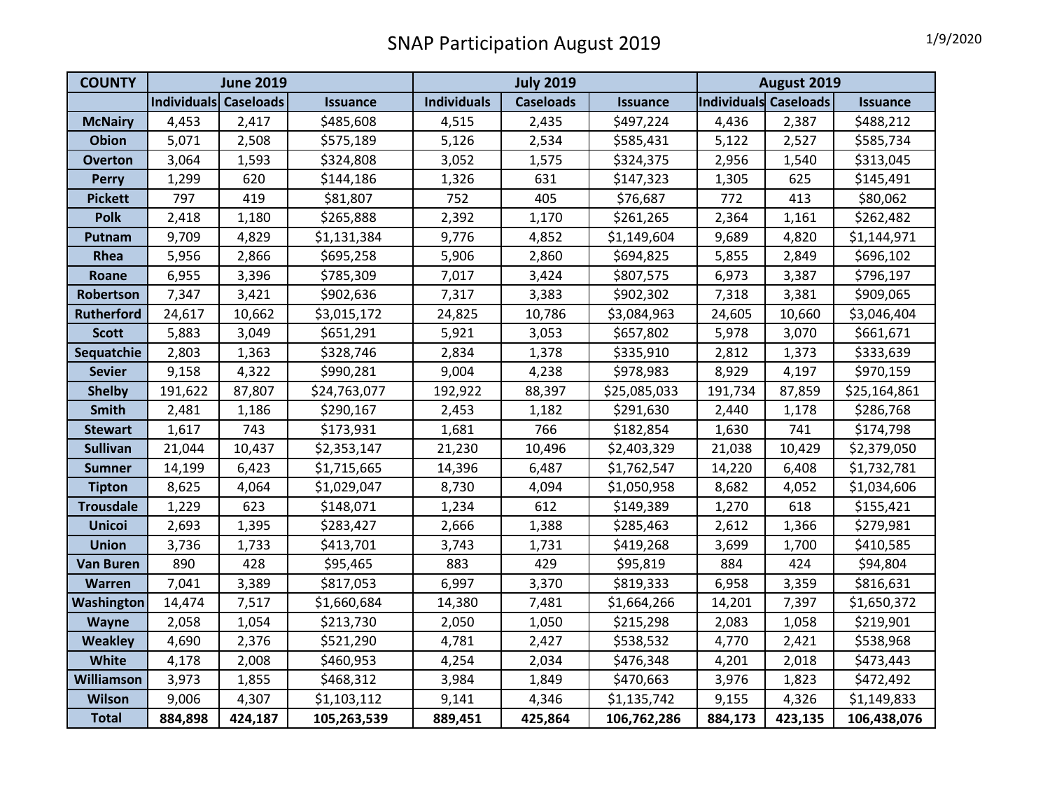# SNAP Participation August 2019

1/9/2020

| COUNTY | June 2019 | | | July 2019 | | | August 2019 | | |
|---|---|---|---|---|---|---|---|---|---|
| | Individuals | Caseloads | Issuance | Individuals | Caseloads | Issuance | Individuals | Caseloads | Issuance |
| McNairy | 4,453 | 2,417 | $485,608 | 4,515 | 2,435 | $497,224 | 4,436 | 2,387 | $488,212 |
| Obion | 5,071 | 2,508 | $575,189 | 5,126 | 2,534 | $585,431 | 5,122 | 2,527 | $585,734 |
| Overton | 3,064 | 1,593 | $324,808 | 3,052 | 1,575 | $324,375 | 2,956 | 1,540 | $313,045 |
| Perry | 1,299 | 620 | $144,186 | 1,326 | 631 | $147,323 | 1,305 | 625 | $145,491 |
| Pickett | 797 | 419 | $81,807 | 752 | 405 | $76,687 | 772 | 413 | $80,062 |
| Polk | 2,418 | 1,180 | $265,888 | 2,392 | 1,170 | $261,265 | 2,364 | 1,161 | $262,482 |
| Putnam | 9,709 | 4,829 | $1,131,384 | 9,776 | 4,852 | $1,149,604 | 9,689 | 4,820 | $1,144,971 |
| Rhea | 5,956 | 2,866 | $695,258 | 5,906 | 2,860 | $694,825 | 5,855 | 2,849 | $696,102 |
| Roane | 6,955 | 3,396 | $785,309 | 7,017 | 3,424 | $807,575 | 6,973 | 3,387 | $796,197 |
| Robertson | 7,347 | 3,421 | $902,636 | 7,317 | 3,383 | $902,302 | 7,318 | 3,381 | $909,065 |
| Rutherford | 24,617 | 10,662 | $3,015,172 | 24,825 | 10,786 | $3,084,963 | 24,605 | 10,660 | $3,046,404 |
| Scott | 5,883 | 3,049 | $651,291 | 5,921 | 3,053 | $657,802 | 5,978 | 3,070 | $661,671 |
| Sequatchie | 2,803 | 1,363 | $328,746 | 2,834 | 1,378 | $335,910 | 2,812 | 1,373 | $333,639 |
| Sevier | 9,158 | 4,322 | $990,281 | 9,004 | 4,238 | $978,983 | 8,929 | 4,197 | $970,159 |
| Shelby | 191,622 | 87,807 | $24,763,077 | 192,922 | 88,397 | $25,085,033 | 191,734 | 87,859 | $25,164,861 |
| Smith | 2,481 | 1,186 | $290,167 | 2,453 | 1,182 | $291,630 | 2,440 | 1,178 | $286,768 |
| Stewart | 1,617 | 743 | $173,931 | 1,681 | 766 | $182,854 | 1,630 | 741 | $174,798 |
| Sullivan | 21,044 | 10,437 | $2,353,147 | 21,230 | 10,496 | $2,403,329 | 21,038 | 10,429 | $2,379,050 |
| Sumner | 14,199 | 6,423 | $1,715,665 | 14,396 | 6,487 | $1,762,547 | 14,220 | 6,408 | $1,732,781 |
| Tipton | 8,625 | 4,064 | $1,029,047 | 8,730 | 4,094 | $1,050,958 | 8,682 | 4,052 | $1,034,606 |
| Trousdale | 1,229 | 623 | $148,071 | 1,234 | 612 | $149,389 | 1,270 | 618 | $155,421 |
| Unicoi | 2,693 | 1,395 | $283,427 | 2,666 | 1,388 | $285,463 | 2,612 | 1,366 | $279,981 |
| Union | 3,736 | 1,733 | $413,701 | 3,743 | 1,731 | $419,268 | 3,699 | 1,700 | $410,585 |
| Van Buren | 890 | 428 | $95,465 | 883 | 429 | $95,819 | 884 | 424 | $94,804 |
| Warren | 7,041 | 3,389 | $817,053 | 6,997 | 3,370 | $819,333 | 6,958 | 3,359 | $816,631 |
| Washington | 14,474 | 7,517 | $1,660,684 | 14,380 | 7,481 | $1,664,266 | 14,201 | 7,397 | $1,650,372 |
| Wayne | 2,058 | 1,054 | $213,730 | 2,050 | 1,050 | $215,298 | 2,083 | 1,058 | $219,901 |
| Weakley | 4,690 | 2,376 | $521,290 | 4,781 | 2,427 | $538,532 | 4,770 | 2,421 | $538,968 |
| White | 4,178 | 2,008 | $460,953 | 4,254 | 2,034 | $476,348 | 4,201 | 2,018 | $473,443 |
| Williamson | 3,973 | 1,855 | $468,312 | 3,984 | 1,849 | $470,663 | 3,976 | 1,823 | $472,492 |
| Wilson | 9,006 | 4,307 | $1,103,112 | 9,141 | 4,346 | $1,135,742 | 9,155 | 4,326 | $1,149,833 |
| **Total** | **884,898** | **424,187** | **105,263,539** | **889,451** | **425,864** | **106,762,286** | **884,173** | **423,135** | **106,438,076** |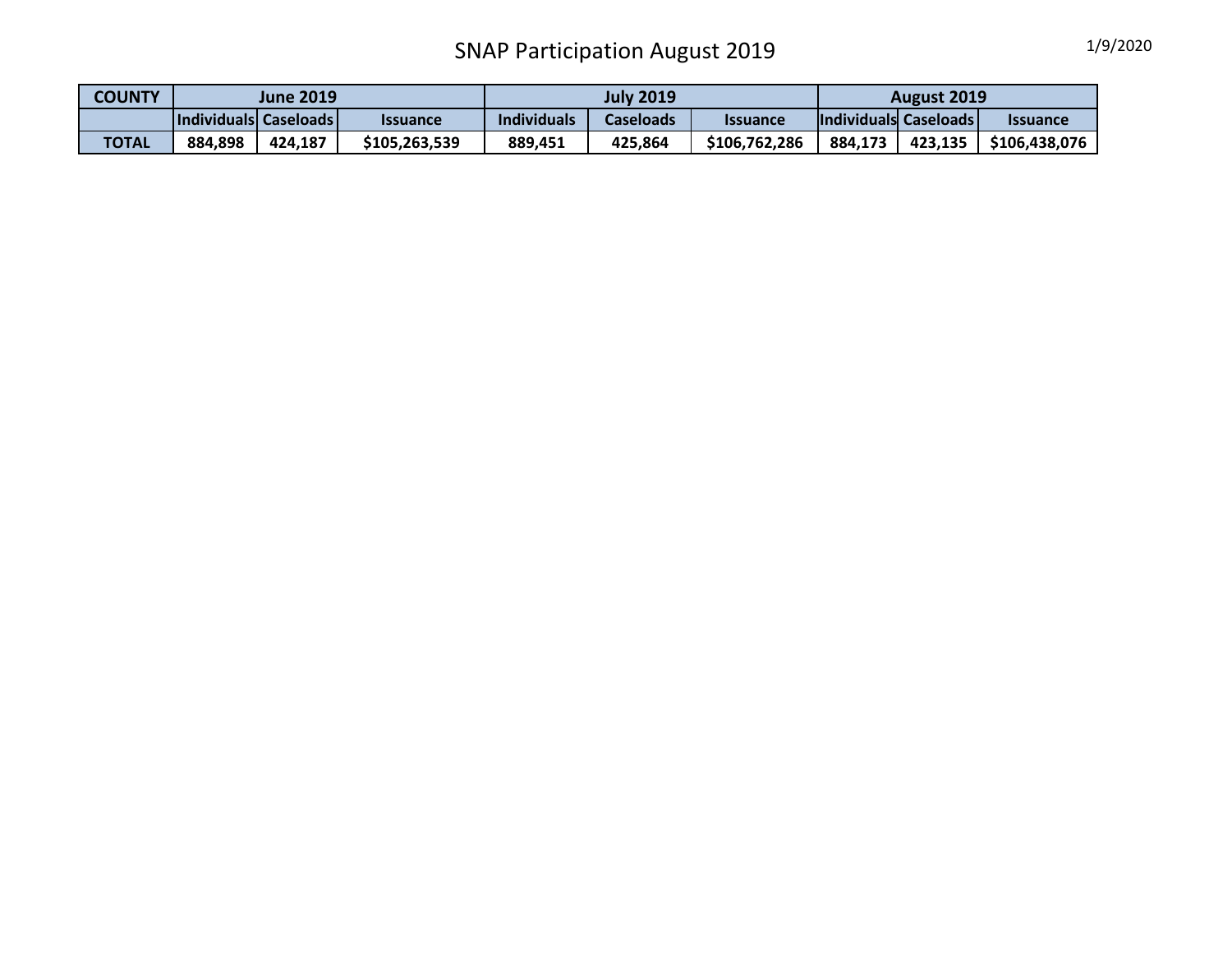# SNAP Participation August 2019

1/9/2020

| COUNTY | June 2019 | | | July 2019 | | | August 2019 | | |
|---|---|---|---|---|---|---|---|---|---|
| | Individuals | Caseloads | Issuance | Individuals | Caseloads | Issuance | Individuals | Caseloads | Issuance |
| TOTAL | 884,898 | 424,187 | $105,263,539 | 889,451 | 425,864 | $106,762,286 | 884,173 | 423,135 | $106,438,076 |